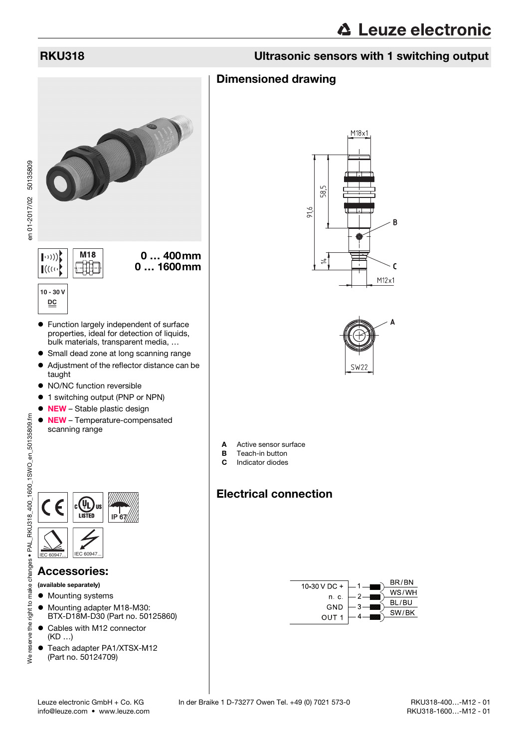# RKU318

## Ultrasonic sensors with 1 switching output

M18

0 … 400 mm
0 … 1600 mm

10 - 30 V DC

- Function largely independent of surface properties, ideal for detection of liquids, bulk materials, transparent media, …
- Small dead zone at long scanning range
- Adjustment of the reflector distance can be taught
- NO/NC function reversible
- 1 switching output (PNP or NPN)
- **NEW** – Stable plastic design
- **NEW** – Temperature-compensated scanning range

IP 67

IEC 60947...

IEC 60947...

## Accessories:

**(available separately)**

- Mounting systems
- Mounting adapter M18-M30: BTX-D18M-D30 (Part no. 50125860)
- Cables with M12 connector (KD …)
- Teach adapter PA1/XTSX-M12 (Part no. 50124709)

## Dimensioned drawing

M18x1

58,5

91,6

14

M12x1

SW22

**A** Active sensor surface
**B** Teach-in button
**C** Indicator diodes

## Electrical connection

| Signal | Pin | Color |
|---|---|---|
| 10-30 V DC + | 1 | BR/BN |
| n. c. | 2 | WS/WH |
| GND | 3 | BL/BU |
| OUT 1 | 4 | SW/BK |

en 01-2017/02 50135809

We reserve the right to make changes • PAL_RKU318_400_1600_1SWO_en_50135809.fm

Leuze electronic GmbH + Co. KG In der Braike 1 D-73277 Owen Tel. +49 (0) 7021 573-0
info@leuze.com • www.leuze.com

RKU318-400…-M12 - 01
RKU318-1600…-M12 - 01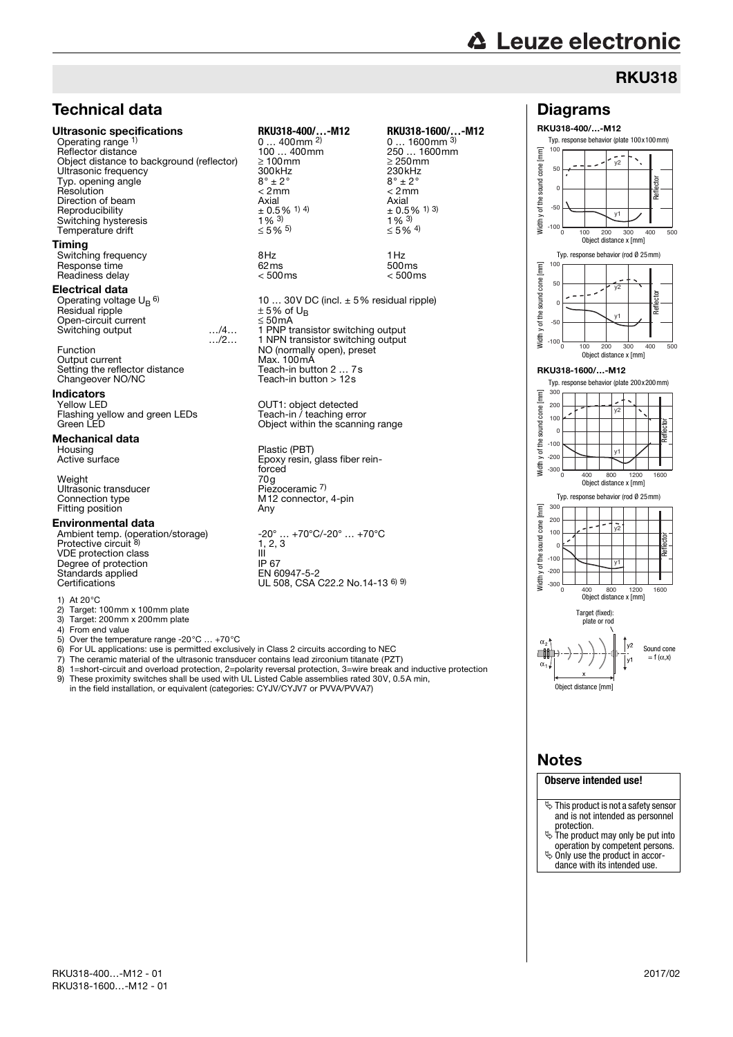## RKU318

## Technical data

| | | RKU318-400/…-M12 | RKU318-1600/…-M12 |
|---|---|---|---|
| **Ultrasonic specifications** | | | |
| Operating range [1] | | 0 … 400mm [2] | 0 … 1600mm [3] |
| Reflector distance | | 100 … 400mm | 250 … 1600mm |
| Object distance to background (reflector) | | ≥ 100mm | ≥ 250mm |
| Ultrasonic frequency | | 300kHz | 230kHz |
| Typ. opening angle | | 8° ± 2° | 8° ± 2° |
| Resolution | | < 2mm | < 2mm |
| Direction of beam | | Axial | Axial |
| Reproducibility | | ± 0.5% [1] [4] | ± 0.5% [1] [3] |
| Switching hysteresis | | 1% [3] | 1% [3] |
| Temperature drift | | ≤ 5% [5] | ≤ 5% [4] |
| **Timing** | | | |
| Switching frequency | | 8Hz | 1Hz |
| Response time | | 62ms | 500ms |
| Readiness delay | | < 500ms | < 500ms |
| **Electrical data** | | | |
| Operating voltage $U_B$ [6] | | 10 … 30V DC (incl. ± 5% residual ripple) | |
| Residual ripple | | ± 5% of $U_B$ | |
| Open-circuit current | | ≤ 50mA | |
| Switching output | …/4… | 1 PNP transistor switching output | |
| | …/2… | 1 NPN transistor switching output | |
| Function | | NO (normally open), preset | |
| Output current | | Max. 100mA | |
| Setting the reflector distance | | Teach-in button 2 … 7s | |
| Changeover NO/NC | | Teach-in button > 12s | |
| **Indicators** | | | |
| Yellow LED | | OUT1: object detected | |
| Flashing yellow and green LEDs | | Teach-in / teaching error | |
| Green LED | | Object within the scanning range | |
| **Mechanical data** | | | |
| Housing | | Plastic (PBT) | |
| Active surface | | Epoxy resin, glass fiber reinforced | |
| Weight | | 70g | |
| Ultrasonic transducer | | Piezoceramic [7] | |
| Connection type | | M12 connector, 4-pin | |
| Fitting position | | Any | |
| **Environmental data** | | | |
| Ambient temp. (operation/storage) | | -20° … +70°C/-20° … +70°C | |
| Protective circuit [8] | | 1, 2, 3 | |
| VDE protection class | | III | |
| Degree of protection | | IP 67 | |
| Standards applied | | EN 60947-5-2 | |
| Certifications | | UL 508, CSA C22.2 No.14-13 [6] [9] | |

1) At 20°C
2) Target: 100mm x 100mm plate
3) Target: 200mm x 200mm plate
4) From end value
5) Over the temperature range -20°C … +70°C
6) For UL applications: use is permitted exclusively in Class 2 circuits according to NEC
7) The ceramic material of the ultrasonic transducer contains lead zirconium titanate (PZT)
8) 1=short-circuit and overload protection, 2=polarity reversal protection, 3=wire break and inductive protection
9) These proximity switches shall be used with UL Listed Cable assemblies rated 30V, 0.5A min, in the field installation, or equivalent (categories: CYJV/CYJV7 or PVVA/PVVA7)

## Diagrams

**RKU318-400/…-M12**

Typ. response behavior (plate 100x100mm)

Typ. response behavior (rod Ø 25mm)

**RKU318-1600/…-M12**

Typ. response behavior (plate 200x200mm)

Typ. response behavior (rod Ø 25mm)

Target (fixed): plate or rod

Sound cone = f (α,x)

Object distance [mm]

## Notes

**Observe intended use!**

- This product is not a safety sensor and is not intended as personnel protection.
- The product may only be put into operation by competent persons.
- Only use the product in accordance with its intended use.

RKU318-400…-M12 - 01
RKU318-1600…-M12 - 01

2017/02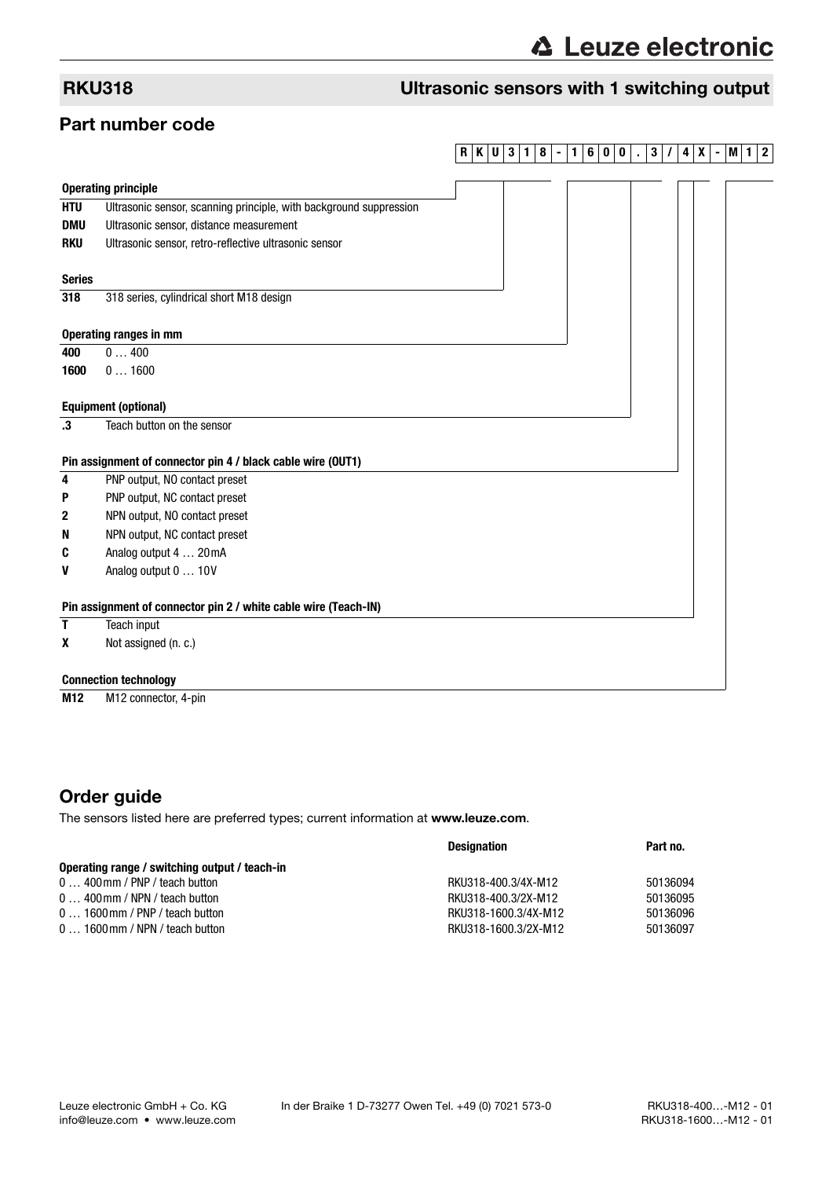## RKU318 Ultrasonic sensors with 1 switching output

### Part number code

| R | K | U | 3 | 1 | 8 | - | 1 | 6 | 0 | 0 | . | 3 | / | 4 | X | - | M | 1 | 2 |
|---|---|---|---|---|---|---|---|---|---|---|---|---|---|---|---|---|---|---|---|

**Operating principle**

| | |
|---|---|
| **HTU** | Ultrasonic sensor, scanning principle, with background suppression |
| **DMU** | Ultrasonic sensor, distance measurement |
| **RKU** | Ultrasonic sensor, retro-reflective ultrasonic sensor |

**Series**

| | |
|---|---|
| **318** | 318 series, cylindrical short M18 design |

**Operating ranges in mm**

| | |
|---|---|
| **400** | 0 … 400 |
| **1600** | 0 … 1600 |

**Equipment (optional)**

| | |
|---|---|
| **.3** | Teach button on the sensor |

**Pin assignment of connector pin 4 / black cable wire (OUT1)**

| | |
|---|---|
| **4** | PNP output, NO contact preset |
| **P** | PNP output, NC contact preset |
| **2** | NPN output, NO contact preset |
| **N** | NPN output, NC contact preset |
| **C** | Analog output 4 … 20mA |
| **V** | Analog output 0 … 10V |

**Pin assignment of connector pin 2 / white cable wire (Teach-IN)**

| | |
|---|---|
| **T** | Teach input |
| **X** | Not assigned (n. c.) |

**Connection technology**

| | |
|---|---|
| **M12** | M12 connector, 4-pin |

### Order guide

The sensors listed here are preferred types; current information at **www.leuze.com**.

| | Designation | Part no. |
|---|---|---|
| **Operating range / switching output / teach-in** | | |
| 0 … 400mm / PNP / teach button | RKU318-400.3/4X-M12 | 50136094 |
| 0 … 400mm / NPN / teach button | RKU318-400.3/2X-M12 | 50136095 |
| 0 … 1600mm / PNP / teach button | RKU318-1600.3/4X-M12 | 50136096 |
| 0 … 1600mm / NPN / teach button | RKU318-1600.3/2X-M12 | 50136097 |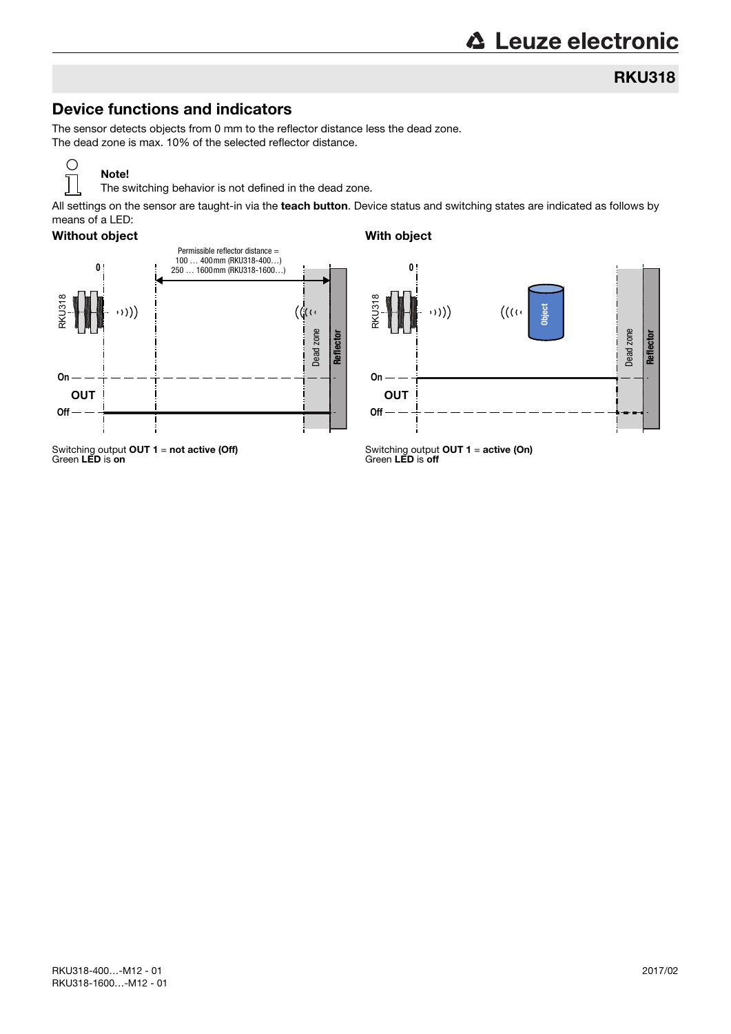## Device functions and indicators

The sensor detects objects from 0 mm to the reflector distance less the dead zone.
The dead zone is max. 10% of the selected reflector distance.

**Note!**
The switching behavior is not defined in the dead zone.

All settings on the sensor are taught-in via the **teach button**. Device status and switching states are indicated as follows by means of a LED:

**Without object**

Permissible reflector distance =
100 … 400mm (RKU318-400…)
250 … 1600mm (RKU318-1600…)

Switching output **OUT 1** = **not active (Off)**
Green **LED** is **on**

**With object**

Switching output **OUT 1** = **active (On)**
Green **LED** is **off**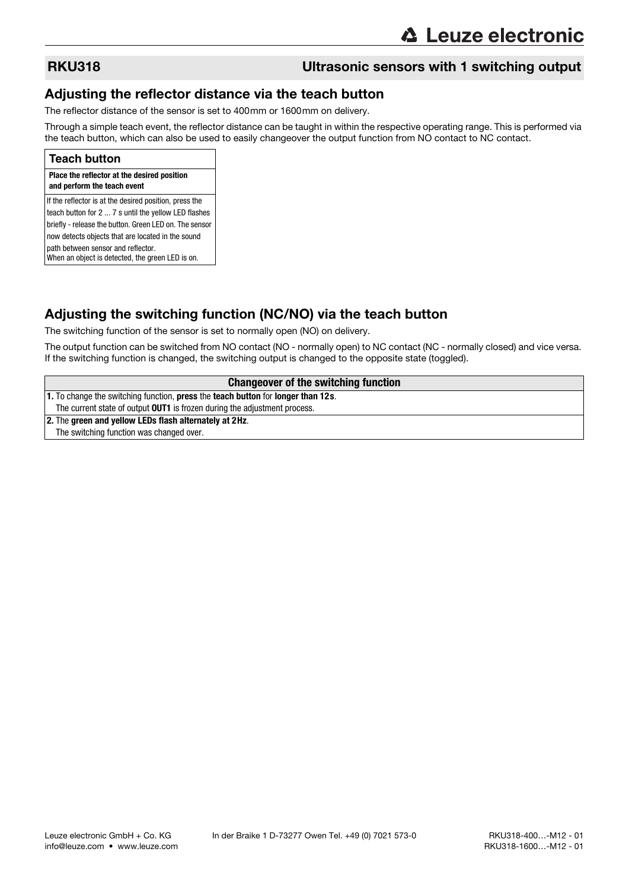# RKU318 — Ultrasonic sensors with 1 switching output

## Adjusting the reflector distance via the teach button

The reflector distance of the sensor is set to 400mm or 1600mm on delivery.

Through a simple teach event, the reflector distance can be taught in within the respective operating range. This is performed via the teach button, which can also be used to easily changeover the output function from NO contact to NC contact.

| Teach button |
|---|
| **Place the reflector at the desired position and perform the teach event** |
| If the reflector is at the desired position, press the teach button for 2 ... 7 s until the yellow LED flashes briefly - release the button. Green LED on. The sensor now detects objects that are located in the sound path between sensor and reflector.<br>When an object is detected, the green LED is on. |

## Adjusting the switching function (NC/NO) via the teach button

The switching function of the sensor is set to normally open (NO) on delivery.

The output function can be switched from NO contact (NO - normally open) to NC contact (NC - normally closed) and vice versa. If the switching function is changed, the switching output is changed to the opposite state (toggled).

| Changeover of the switching function |
|---|
| **1.** To change the switching function, **press** the **teach button** for **longer than 12s**.<br>The current state of output **OUT1** is frozen during the adjustment process. |
| **2.** The **green and yellow LEDs flash alternately at 2Hz**.<br>The switching function was changed over. |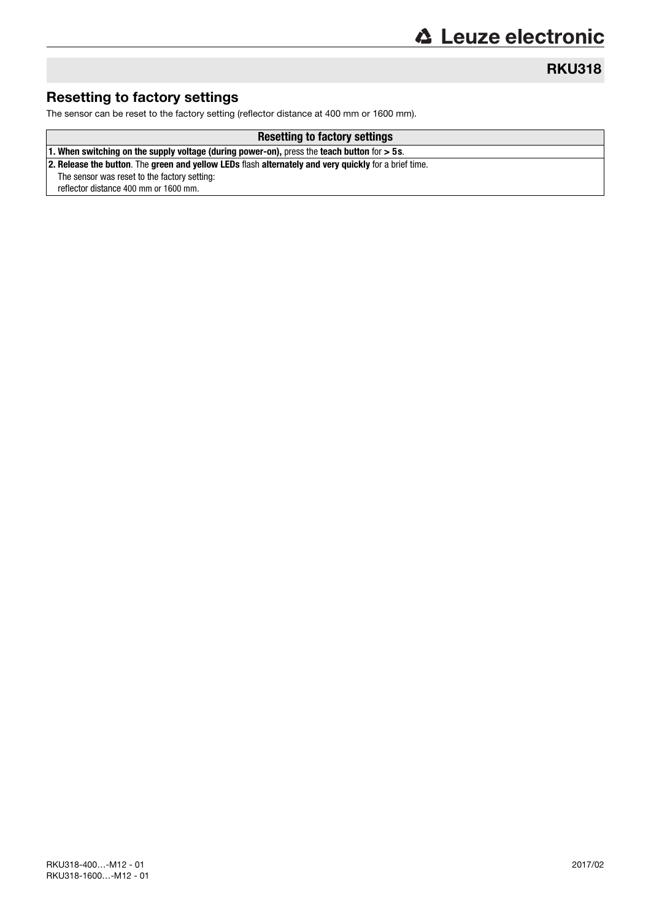## Resetting to factory settings

The sensor can be reset to the factory setting (reflector distance at 400 mm or 1600 mm).

| Resetting to factory settings |
|---|
| **1. When switching on the supply voltage (during power-on),** press the **teach button** for **> 5s**. |
| **2. Release the button**. The **green and yellow LEDs** flash **alternately and very quickly** for a brief time.<br>The sensor was reset to the factory setting:<br>reflector distance 400 mm or 1600 mm. |